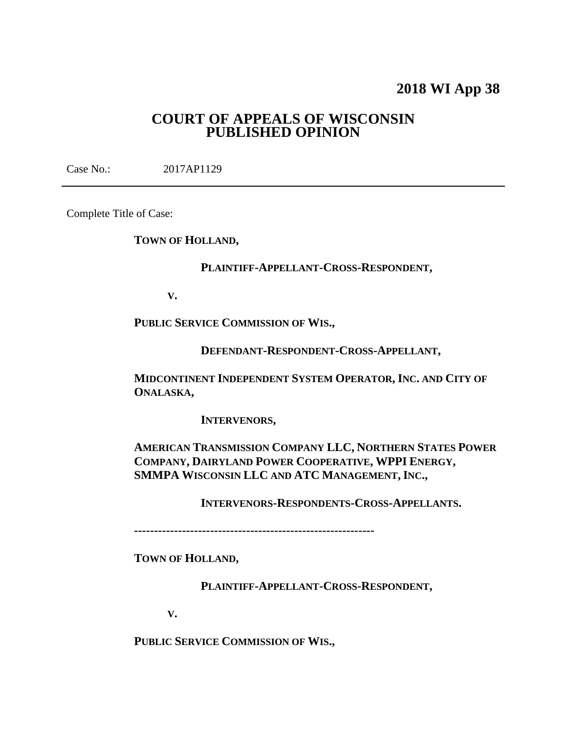# 2018 WI App 38

## COURT OF APPEALS OF WISCONSIN
## PUBLISHED OPINION

Case No.: 2017AP1129

---

Complete Title of Case:

**TOWN OF HOLLAND,**

**PLAINTIFF-APPELLANT-CROSS-RESPONDENT,**

**V.**

**PUBLIC SERVICE COMMISSION OF WIS.,**

**DEFENDANT-RESPONDENT-CROSS-APPELLANT,**

**MIDCONTINENT INDEPENDENT SYSTEM OPERATOR, INC. AND CITY OF ONALASKA,**

**INTERVENORS,**

**AMERICAN TRANSMISSION COMPANY LLC, NORTHERN STATES POWER COMPANY, DAIRYLAND POWER COOPERATIVE, WPPI ENERGY, SMMPA WISCONSIN LLC AND ATC MANAGEMENT, INC.,**

**INTERVENORS-RESPONDENTS-CROSS-APPELLANTS.**

---

**TOWN OF HOLLAND,**

**PLAINTIFF-APPELLANT-CROSS-RESPONDENT,**

**V.**

**PUBLIC SERVICE COMMISSION OF WIS.,**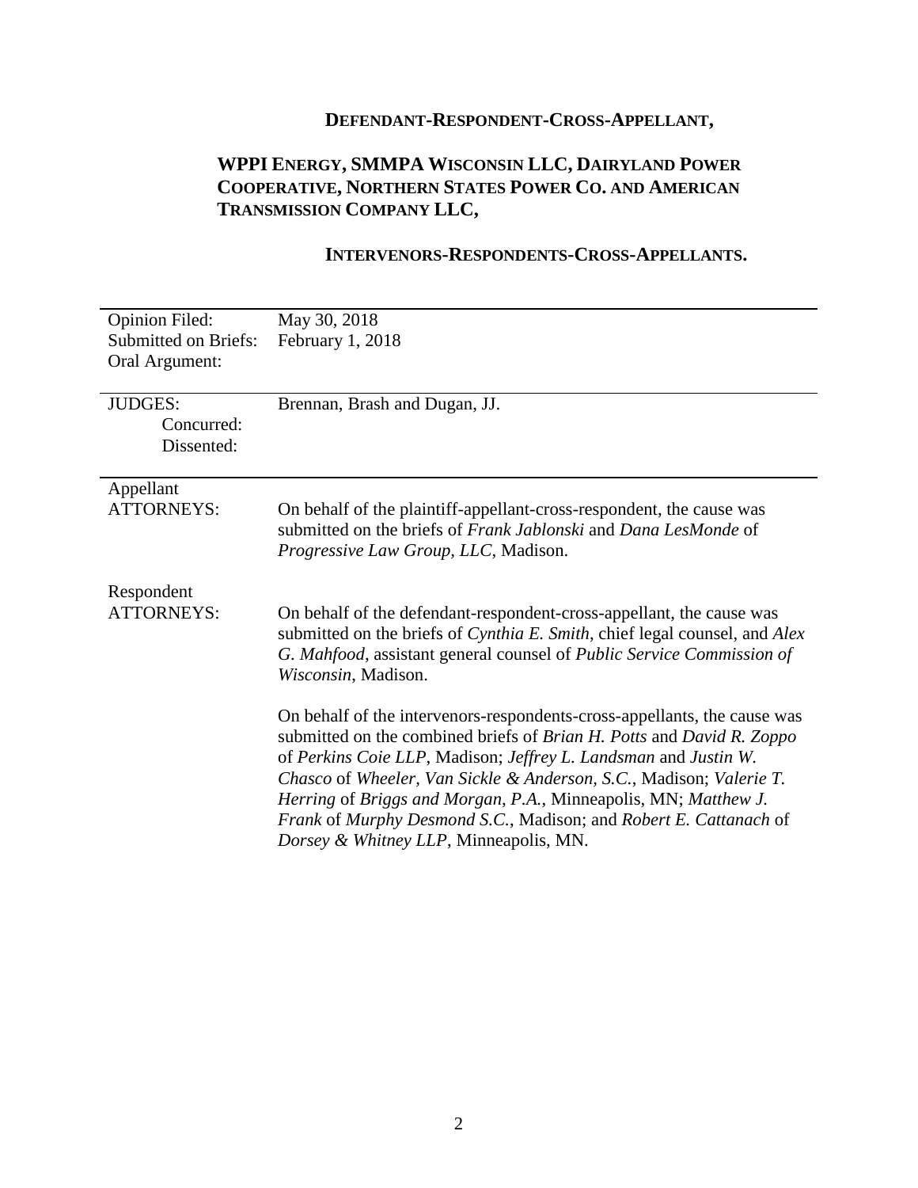**DEFENDANT-RESPONDENT-CROSS-APPELLANT,**

**WPPI ENERGY, SMMPA WISCONSIN LLC, DAIRYLAND POWER COOPERATIVE, NORTHERN STATES POWER CO. AND AMERICAN TRANSMISSION COMPANY LLC,**

**INTERVENORS-RESPONDENTS-CROSS-APPELLANTS.**

| | |
|---|---|
| Opinion Filed: | May 30, 2018 |
| Submitted on Briefs: | February 1, 2018 |
| Oral Argument: | |
| JUDGES: | Brennan, Brash and Dugan, JJ. |
| Concurred: | |
| Dissented: | |
| Appellant ATTORNEYS: | On behalf of the plaintiff-appellant-cross-respondent, the cause was submitted on the briefs of *Frank Jablonski* and *Dana LesMonde* of *Progressive Law Group, LLC*, Madison. |
| Respondent ATTORNEYS: | On behalf of the defendant-respondent-cross-appellant, the cause was submitted on the briefs of *Cynthia E. Smith*, chief legal counsel, and *Alex G. Mahfood*, assistant general counsel of *Public Service Commission of Wisconsin*, Madison. |
| | On behalf of the intervenors-respondents-cross-appellants, the cause was submitted on the combined briefs of *Brian H. Potts* and *David R. Zoppo* of *Perkins Coie LLP*, Madison; *Jeffrey L. Landsman* and *Justin W. Chasco* of *Wheeler, Van Sickle & Anderson, S.C.*, Madison; *Valerie T. Herring* of *Briggs and Morgan, P.A.*, Minneapolis, MN; *Matthew J. Frank* of *Murphy Desmond S.C.*, Madison; and *Robert E. Cattanach* of *Dorsey & Whitney LLP*, Minneapolis, MN. |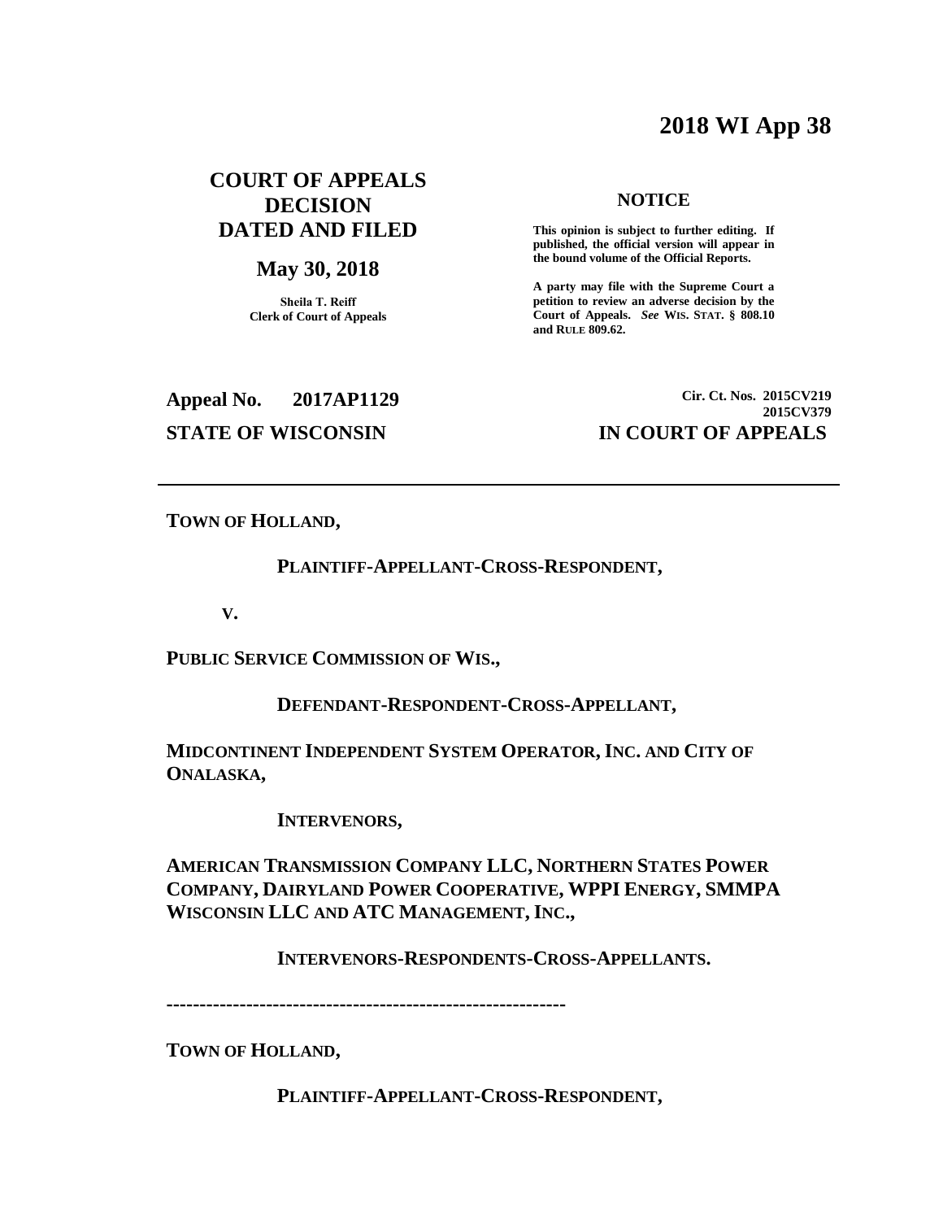**2018 WI App 38**

**COURT OF APPEALS DECISION DATED AND FILED**

**May 30, 2018**

**Sheila T. Reiff**
**Clerk of Court of Appeals**

**NOTICE**

**This opinion is subject to further editing. If published, the official version will appear in the bound volume of the Official Reports.**

**A party may file with the Supreme Court a petition to review an adverse decision by the Court of Appeals.** ***See*** **WIS. STAT. § 808.10 and RULE 809.62.**

**Appeal No. 2017AP1129**

**Cir. Ct. Nos. 2015CV219**
**2015CV379**

**STATE OF WISCONSIN IN COURT OF APPEALS**

---

**TOWN OF HOLLAND,**

**PLAINTIFF-APPELLANT-CROSS-RESPONDENT,**

**V.**

**PUBLIC SERVICE COMMISSION OF WIS.,**

**DEFENDANT-RESPONDENT-CROSS-APPELLANT,**

**MIDCONTINENT INDEPENDENT SYSTEM OPERATOR, INC. AND CITY OF ONALASKA,**

**INTERVENORS,**

**AMERICAN TRANSMISSION COMPANY LLC, NORTHERN STATES POWER COMPANY, DAIRYLAND POWER COOPERATIVE, WPPI ENERGY, SMMPA WISCONSIN LLC AND ATC MANAGEMENT, INC.,**

**INTERVENORS-RESPONDENTS-CROSS-APPELLANTS.**

---

**TOWN OF HOLLAND,**

**PLAINTIFF-APPELLANT-CROSS-RESPONDENT,**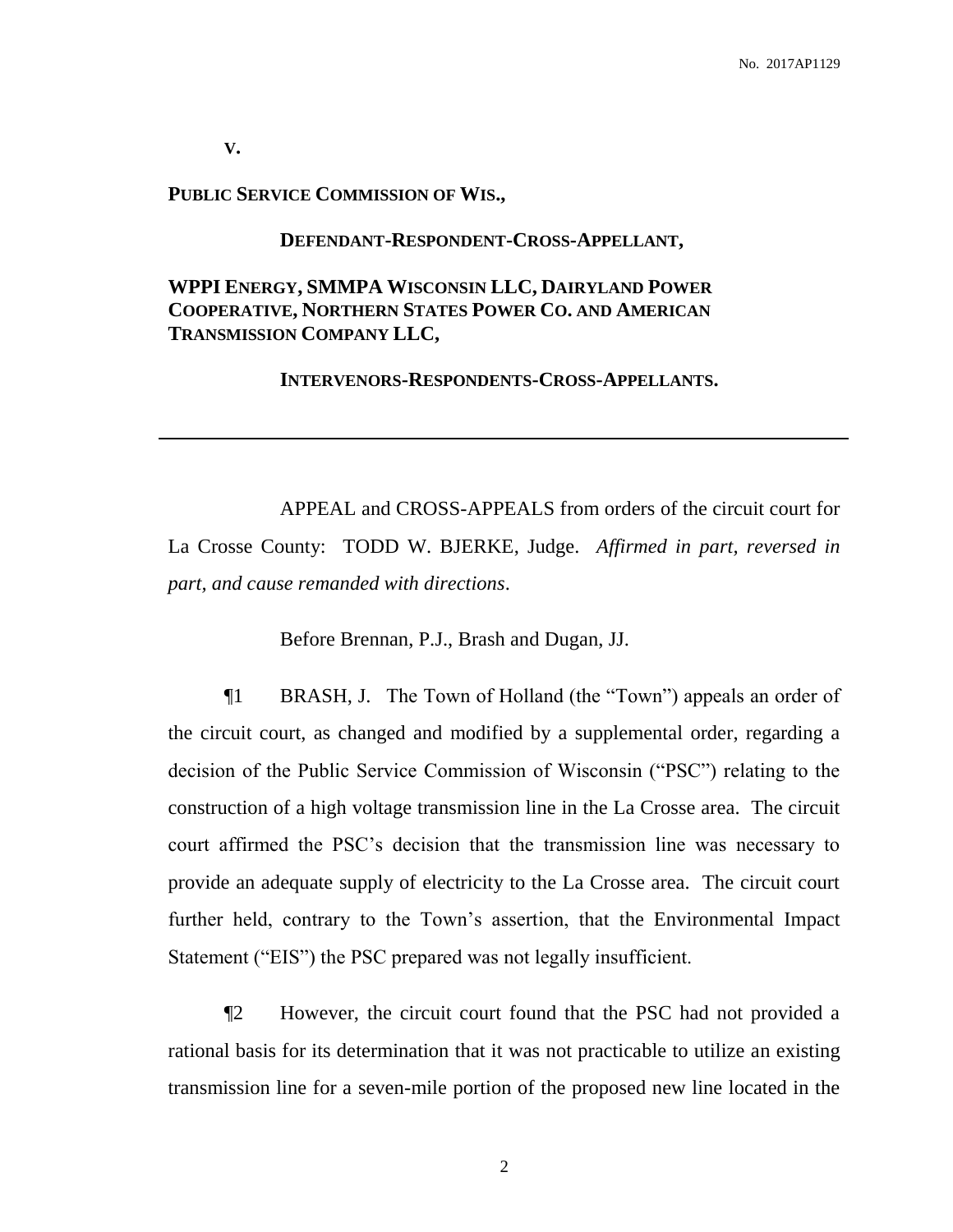**V.**

**PUBLIC SERVICE COMMISSION OF WIS.,**

**DEFENDANT-RESPONDENT-CROSS-APPELLANT,**

**WPPI ENERGY, SMMPA WISCONSIN LLC, DAIRYLAND POWER COOPERATIVE, NORTHERN STATES POWER CO. AND AMERICAN TRANSMISSION COMPANY LLC,**

**INTERVENORS-RESPONDENTS-CROSS-APPELLANTS.**

---

APPEAL and CROSS-APPEALS from orders of the circuit court for La Crosse County: TODD W. BJERKE, Judge. *Affirmed in part, reversed in part, and cause remanded with directions*.

Before Brennan, P.J., Brash and Dugan, JJ.

¶1 BRASH, J. The Town of Holland (the "Town") appeals an order of the circuit court, as changed and modified by a supplemental order, regarding a decision of the Public Service Commission of Wisconsin ("PSC") relating to the construction of a high voltage transmission line in the La Crosse area. The circuit court affirmed the PSC's decision that the transmission line was necessary to provide an adequate supply of electricity to the La Crosse area. The circuit court further held, contrary to the Town's assertion, that the Environmental Impact Statement ("EIS") the PSC prepared was not legally insufficient.

¶2 However, the circuit court found that the PSC had not provided a rational basis for its determination that it was not practicable to utilize an existing transmission line for a seven-mile portion of the proposed new line located in the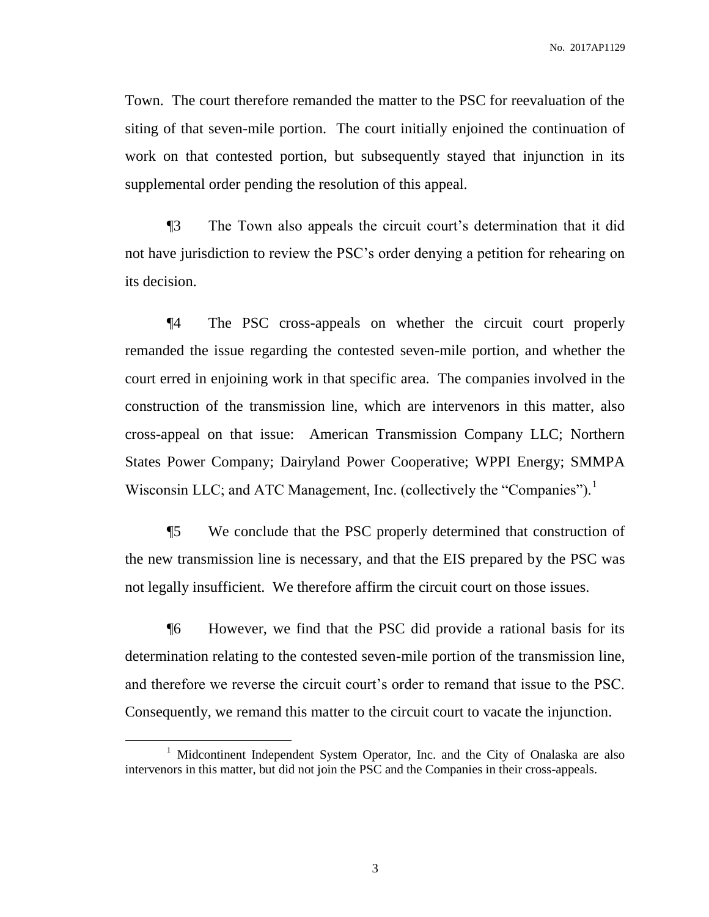Town. The court therefore remanded the matter to the PSC for reevaluation of the siting of that seven-mile portion. The court initially enjoined the continuation of work on that contested portion, but subsequently stayed that injunction in its supplemental order pending the resolution of this appeal.

¶3 The Town also appeals the circuit court's determination that it did not have jurisdiction to review the PSC's order denying a petition for rehearing on its decision.

¶4 The PSC cross-appeals on whether the circuit court properly remanded the issue regarding the contested seven-mile portion, and whether the court erred in enjoining work in that specific area. The companies involved in the construction of the transmission line, which are intervenors in this matter, also cross-appeal on that issue: American Transmission Company LLC; Northern States Power Company; Dairyland Power Cooperative; WPPI Energy; SMMPA Wisconsin LLC; and ATC Management, Inc. (collectively the "Companies").[1]

¶5 We conclude that the PSC properly determined that construction of the new transmission line is necessary, and that the EIS prepared by the PSC was not legally insufficient. We therefore affirm the circuit court on those issues.

¶6 However, we find that the PSC did provide a rational basis for its determination relating to the contested seven-mile portion of the transmission line, and therefore we reverse the circuit court's order to remand that issue to the PSC. Consequently, we remand this matter to the circuit court to vacate the injunction.

---

[1] Midcontinent Independent System Operator, Inc. and the City of Onalaska are also intervenors in this matter, but did not join the PSC and the Companies in their cross-appeals.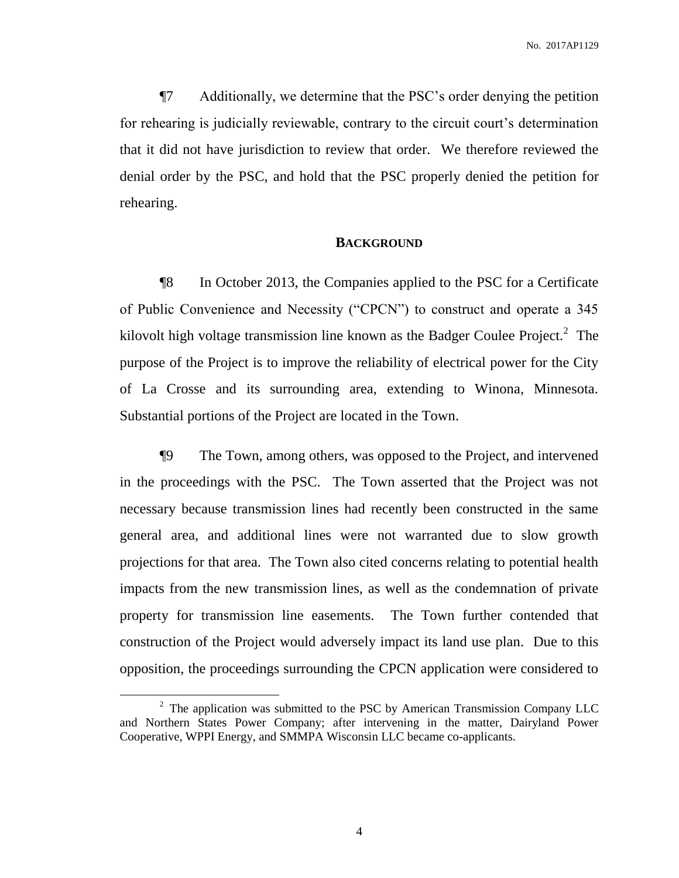¶7 Additionally, we determine that the PSC's order denying the petition for rehearing is judicially reviewable, contrary to the circuit court's determination that it did not have jurisdiction to review that order. We therefore reviewed the denial order by the PSC, and hold that the PSC properly denied the petition for rehearing.

## BACKGROUND

¶8 In October 2013, the Companies applied to the PSC for a Certificate of Public Convenience and Necessity ("CPCN") to construct and operate a 345 kilovolt high voltage transmission line known as the Badger Coulee Project.[2] The purpose of the Project is to improve the reliability of electrical power for the City of La Crosse and its surrounding area, extending to Winona, Minnesota. Substantial portions of the Project are located in the Town.

¶9 The Town, among others, was opposed to the Project, and intervened in the proceedings with the PSC. The Town asserted that the Project was not necessary because transmission lines had recently been constructed in the same general area, and additional lines were not warranted due to slow growth projections for that area. The Town also cited concerns relating to potential health impacts from the new transmission lines, as well as the condemnation of private property for transmission line easements. The Town further contended that construction of the Project would adversely impact its land use plan. Due to this opposition, the proceedings surrounding the CPCN application were considered to

---

[2] The application was submitted to the PSC by American Transmission Company LLC and Northern States Power Company; after intervening in the matter, Dairyland Power Cooperative, WPPI Energy, and SMMPA Wisconsin LLC became co-applicants.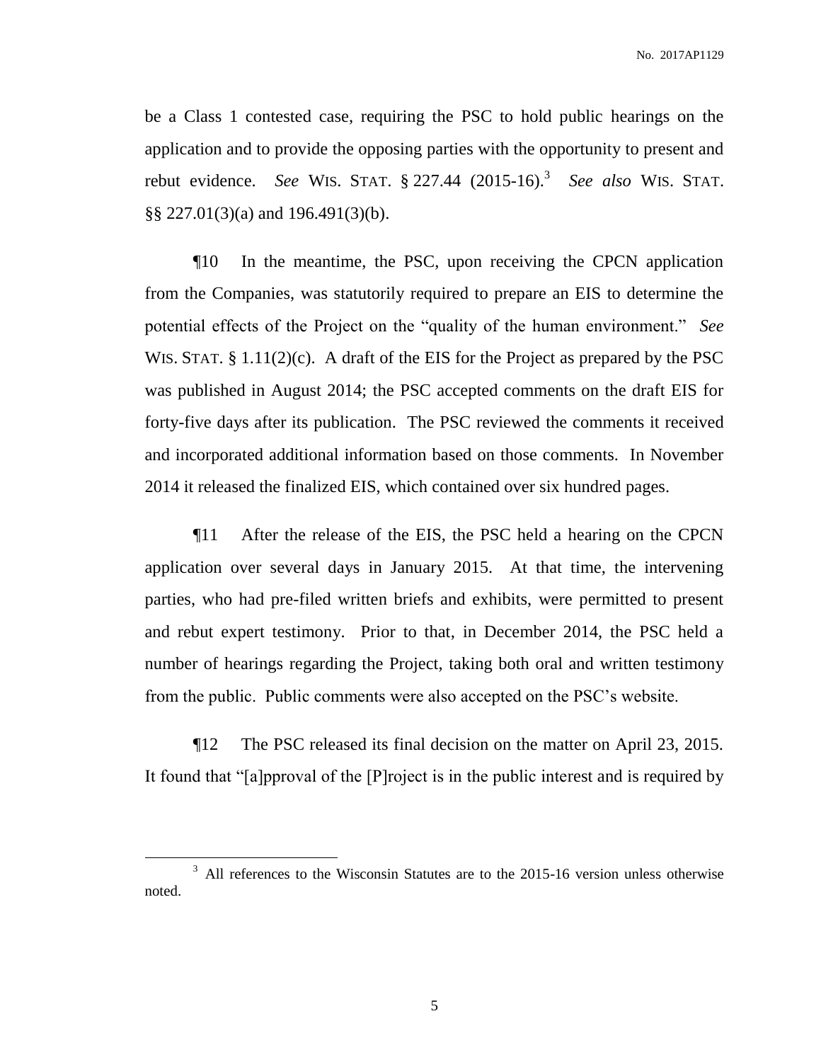be a Class 1 contested case, requiring the PSC to hold public hearings on the application and to provide the opposing parties with the opportunity to present and rebut evidence. *See* WIS. STAT. § 227.44 (2015-16).[3] *See also* WIS. STAT. §§ 227.01(3)(a) and 196.491(3)(b).

¶10 In the meantime, the PSC, upon receiving the CPCN application from the Companies, was statutorily required to prepare an EIS to determine the potential effects of the Project on the "quality of the human environment." *See* WIS. STAT. § 1.11(2)(c). A draft of the EIS for the Project as prepared by the PSC was published in August 2014; the PSC accepted comments on the draft EIS for forty-five days after its publication. The PSC reviewed the comments it received and incorporated additional information based on those comments. In November 2014 it released the finalized EIS, which contained over six hundred pages.

¶11 After the release of the EIS, the PSC held a hearing on the CPCN application over several days in January 2015. At that time, the intervening parties, who had pre-filed written briefs and exhibits, were permitted to present and rebut expert testimony. Prior to that, in December 2014, the PSC held a number of hearings regarding the Project, taking both oral and written testimony from the public. Public comments were also accepted on the PSC's website.

¶12 The PSC released its final decision on the matter on April 23, 2015. It found that "[a]pproval of the [P]roject is in the public interest and is required by

---

[3] All references to the Wisconsin Statutes are to the 2015-16 version unless otherwise noted.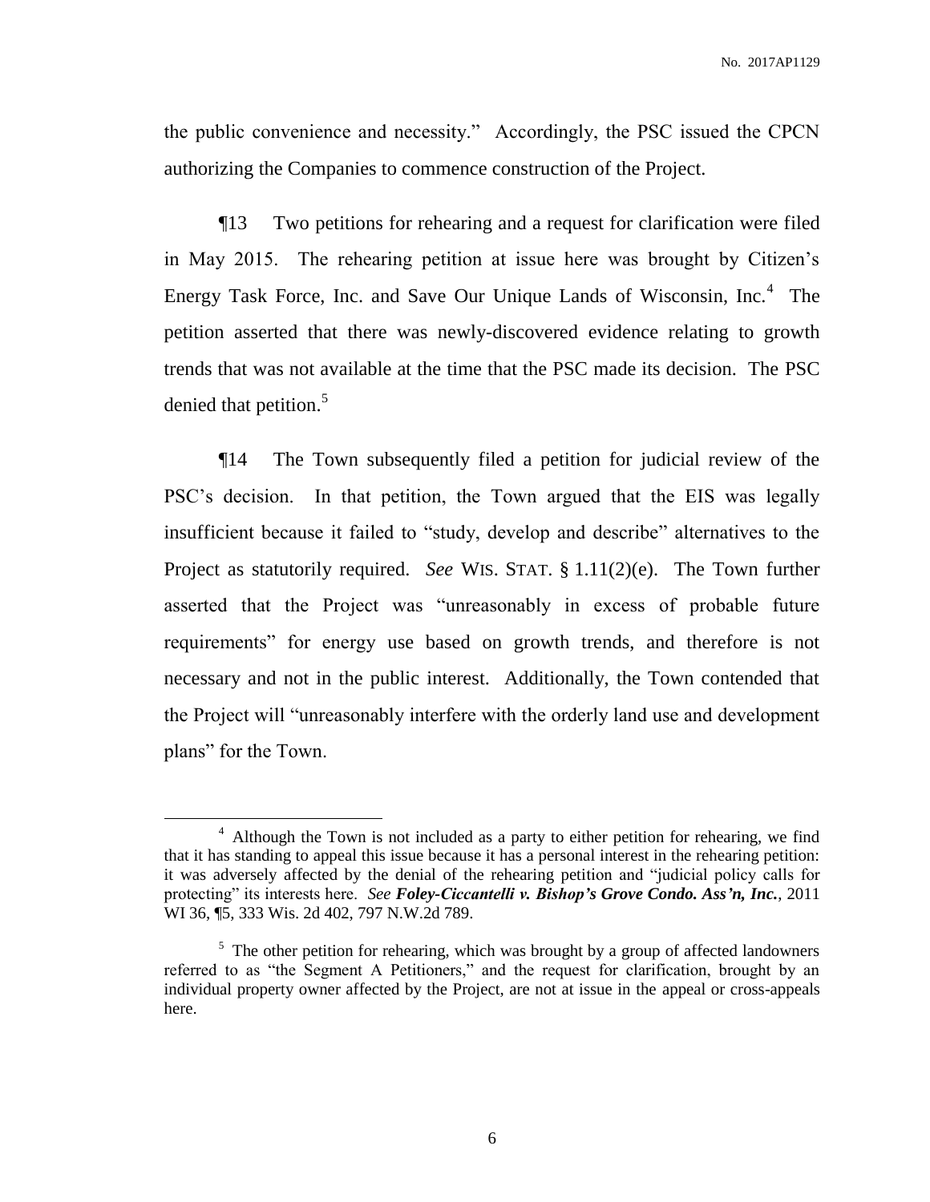the public convenience and necessity." Accordingly, the PSC issued the CPCN authorizing the Companies to commence construction of the Project.

¶13 Two petitions for rehearing and a request for clarification were filed in May 2015. The rehearing petition at issue here was brought by Citizen's Energy Task Force, Inc. and Save Our Unique Lands of Wisconsin, Inc.[4] The petition asserted that there was newly-discovered evidence relating to growth trends that was not available at the time that the PSC made its decision. The PSC denied that petition.[5]

¶14 The Town subsequently filed a petition for judicial review of the PSC's decision. In that petition, the Town argued that the EIS was legally insufficient because it failed to "study, develop and describe" alternatives to the Project as statutorily required. *See* WIS. STAT. § 1.11(2)(e). The Town further asserted that the Project was "unreasonably in excess of probable future requirements" for energy use based on growth trends, and therefore is not necessary and not in the public interest. Additionally, the Town contended that the Project will "unreasonably interfere with the orderly land use and development plans" for the Town.

---

[4] Although the Town is not included as a party to either petition for rehearing, we find that it has standing to appeal this issue because it has a personal interest in the rehearing petition: it was adversely affected by the denial of the rehearing petition and "judicial policy calls for protecting" its interests here. *See* ***Foley-Ciccantelli v. Bishop's Grove Condo. Ass'n, Inc.***, 2011 WI 36, ¶5, 333 Wis. 2d 402, 797 N.W.2d 789.

[5] The other petition for rehearing, which was brought by a group of affected landowners referred to as "the Segment A Petitioners," and the request for clarification, brought by an individual property owner affected by the Project, are not at issue in the appeal or cross-appeals here.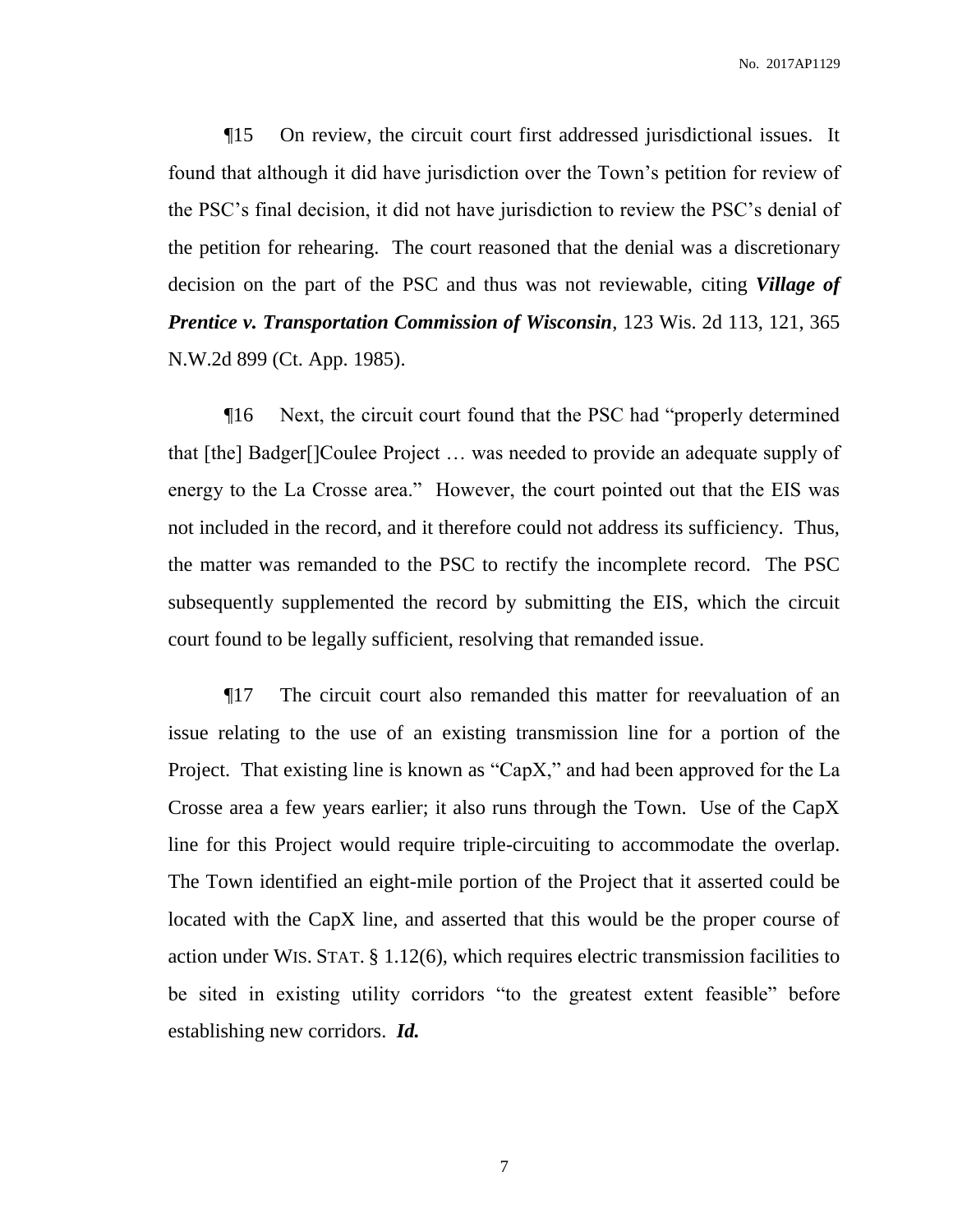¶15 On review, the circuit court first addressed jurisdictional issues. It found that although it did have jurisdiction over the Town's petition for review of the PSC's final decision, it did not have jurisdiction to review the PSC's denial of the petition for rehearing. The court reasoned that the denial was a discretionary decision on the part of the PSC and thus was not reviewable, citing ***Village of Prentice v. Transportation Commission of Wisconsin***, 123 Wis. 2d 113, 121, 365 N.W.2d 899 (Ct. App. 1985).

¶16 Next, the circuit court found that the PSC had "properly determined that [the] Badger[]Coulee Project … was needed to provide an adequate supply of energy to the La Crosse area." However, the court pointed out that the EIS was not included in the record, and it therefore could not address its sufficiency. Thus, the matter was remanded to the PSC to rectify the incomplete record. The PSC subsequently supplemented the record by submitting the EIS, which the circuit court found to be legally sufficient, resolving that remanded issue.

¶17 The circuit court also remanded this matter for reevaluation of an issue relating to the use of an existing transmission line for a portion of the Project. That existing line is known as "CapX," and had been approved for the La Crosse area a few years earlier; it also runs through the Town. Use of the CapX line for this Project would require triple-circuiting to accommodate the overlap. The Town identified an eight-mile portion of the Project that it asserted could be located with the CapX line, and asserted that this would be the proper course of action under WIS. STAT. § 1.12(6), which requires electric transmission facilities to be sited in existing utility corridors "to the greatest extent feasible" before establishing new corridors. ***Id.***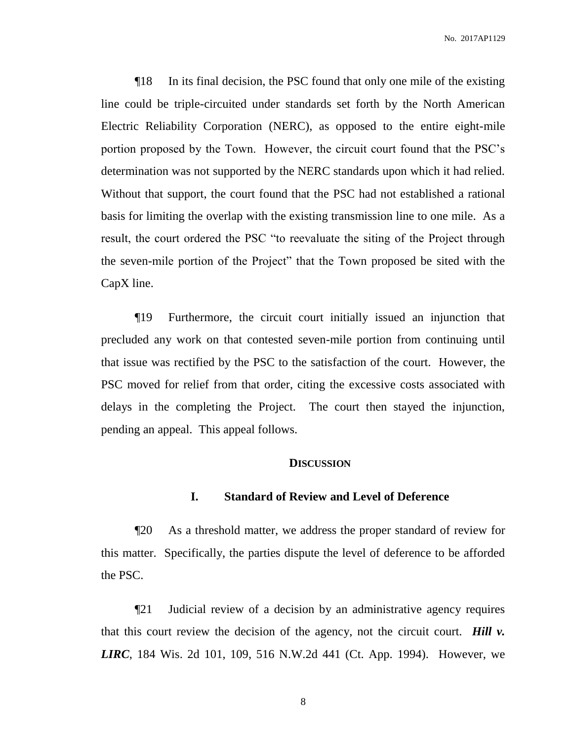¶18 In its final decision, the PSC found that only one mile of the existing line could be triple-circuited under standards set forth by the North American Electric Reliability Corporation (NERC), as opposed to the entire eight-mile portion proposed by the Town. However, the circuit court found that the PSC's determination was not supported by the NERC standards upon which it had relied. Without that support, the court found that the PSC had not established a rational basis for limiting the overlap with the existing transmission line to one mile. As a result, the court ordered the PSC "to reevaluate the siting of the Project through the seven-mile portion of the Project" that the Town proposed be sited with the CapX line.

¶19 Furthermore, the circuit court initially issued an injunction that precluded any work on that contested seven-mile portion from continuing until that issue was rectified by the PSC to the satisfaction of the court. However, the PSC moved for relief from that order, citing the excessive costs associated with delays in the completing the Project. The court then stayed the injunction, pending an appeal. This appeal follows.

## DISCUSSION

### I. Standard of Review and Level of Deference

¶20 As a threshold matter, we address the proper standard of review for this matter. Specifically, the parties dispute the level of deference to be afforded the PSC.

¶21 Judicial review of a decision by an administrative agency requires that this court review the decision of the agency, not the circuit court. ***Hill v. LIRC***, 184 Wis. 2d 101, 109, 516 N.W.2d 441 (Ct. App. 1994). However, we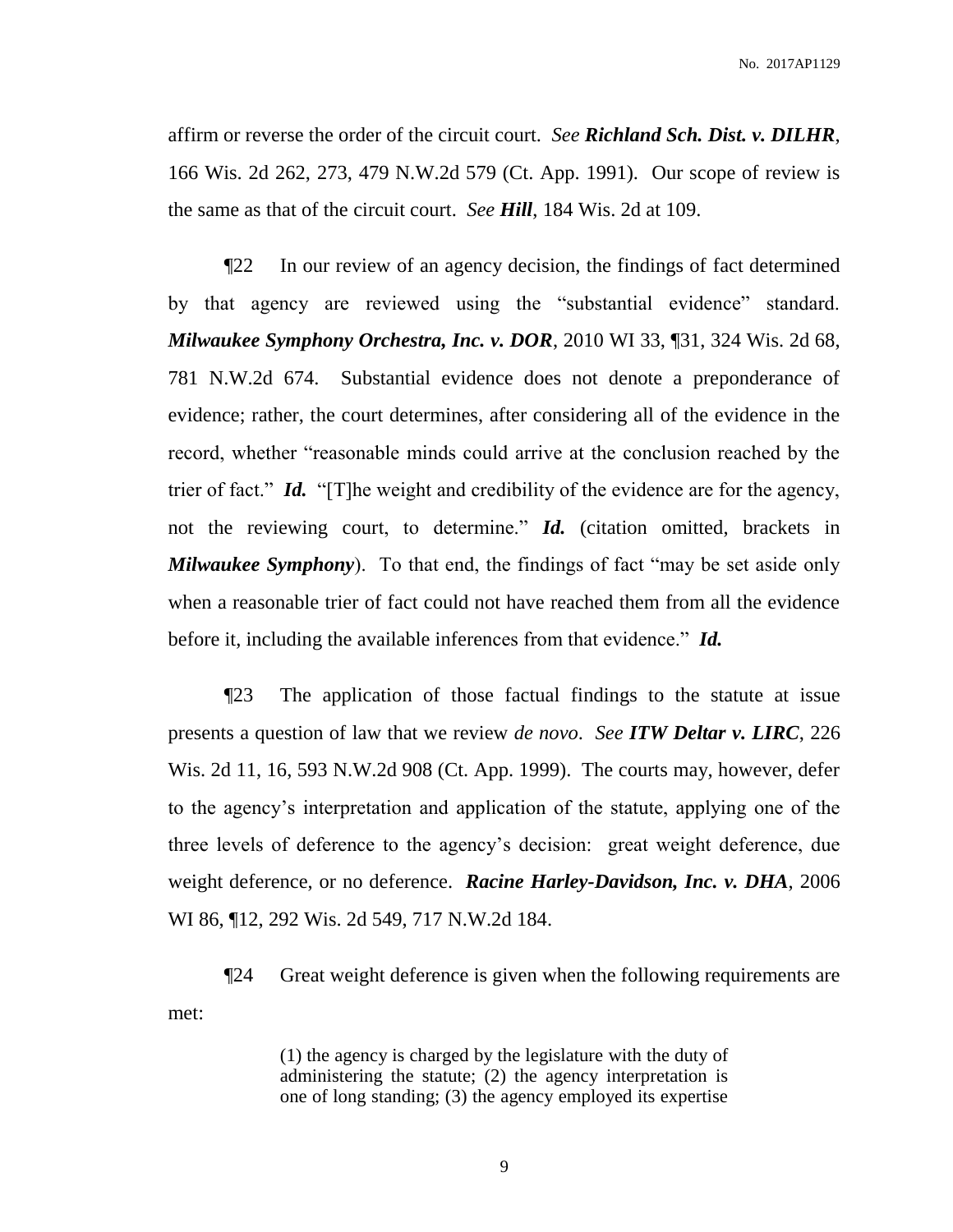affirm or reverse the order of the circuit court. *See* ***Richland Sch. Dist. v. DILHR***, 166 Wis. 2d 262, 273, 479 N.W.2d 579 (Ct. App. 1991). Our scope of review is the same as that of the circuit court. *See* ***Hill***, 184 Wis. 2d at 109.

¶22 In our review of an agency decision, the findings of fact determined by that agency are reviewed using the "substantial evidence" standard. ***Milwaukee Symphony Orchestra, Inc. v. DOR***, 2010 WI 33, ¶31, 324 Wis. 2d 68, 781 N.W.2d 674. Substantial evidence does not denote a preponderance of evidence; rather, the court determines, after considering all of the evidence in the record, whether "reasonable minds could arrive at the conclusion reached by the trier of fact." ***Id.*** "[T]he weight and credibility of the evidence are for the agency, not the reviewing court, to determine." ***Id.*** (citation omitted, brackets in ***Milwaukee Symphony***). To that end, the findings of fact "may be set aside only when a reasonable trier of fact could not have reached them from all the evidence before it, including the available inferences from that evidence." ***Id.***

¶23 The application of those factual findings to the statute at issue presents a question of law that we review *de novo*. *See* ***ITW Deltar v. LIRC***, 226 Wis. 2d 11, 16, 593 N.W.2d 908 (Ct. App. 1999). The courts may, however, defer to the agency's interpretation and application of the statute, applying one of the three levels of deference to the agency's decision: great weight deference, due weight deference, or no deference. ***Racine Harley-Davidson, Inc. v. DHA***, 2006 WI 86, ¶12, 292 Wis. 2d 549, 717 N.W.2d 184.

¶24 Great weight deference is given when the following requirements are met:

> (1) the agency is charged by the legislature with the duty of administering the statute; (2) the agency interpretation is one of long standing; (3) the agency employed its expertise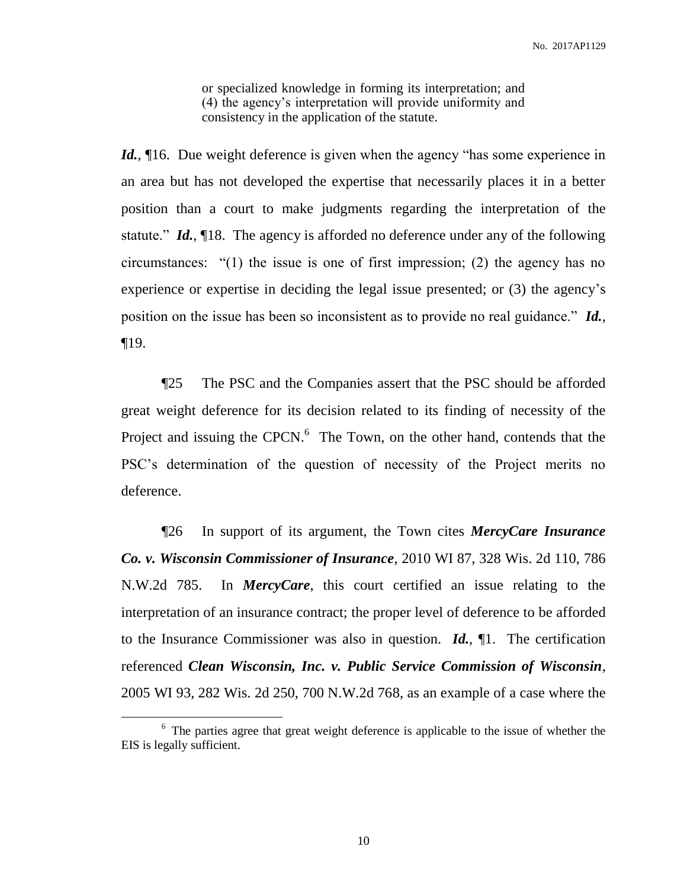> or specialized knowledge in forming its interpretation; and (4) the agency's interpretation will provide uniformity and consistency in the application of the statute.

***Id.***, ¶16. Due weight deference is given when the agency "has some experience in an area but has not developed the expertise that necessarily places it in a better position than a court to make judgments regarding the interpretation of the statute." ***Id.***, ¶18. The agency is afforded no deference under any of the following circumstances: "(1) the issue is one of first impression; (2) the agency has no experience or expertise in deciding the legal issue presented; or (3) the agency's position on the issue has been so inconsistent as to provide no real guidance." ***Id.***, ¶19.

¶25 The PSC and the Companies assert that the PSC should be afforded great weight deference for its decision related to its finding of necessity of the Project and issuing the CPCN.[6] The Town, on the other hand, contends that the PSC's determination of the question of necessity of the Project merits no deference.

¶26 In support of its argument, the Town cites ***MercyCare Insurance Co. v. Wisconsin Commissioner of Insurance***, 2010 WI 87, 328 Wis. 2d 110, 786 N.W.2d 785. In ***MercyCare***, this court certified an issue relating to the interpretation of an insurance contract; the proper level of deference to be afforded to the Insurance Commissioner was also in question. ***Id.***, ¶1. The certification referenced ***Clean Wisconsin, Inc. v. Public Service Commission of Wisconsin***, 2005 WI 93, 282 Wis. 2d 250, 700 N.W.2d 768, as an example of a case where the

---

[6] The parties agree that great weight deference is applicable to the issue of whether the EIS is legally sufficient.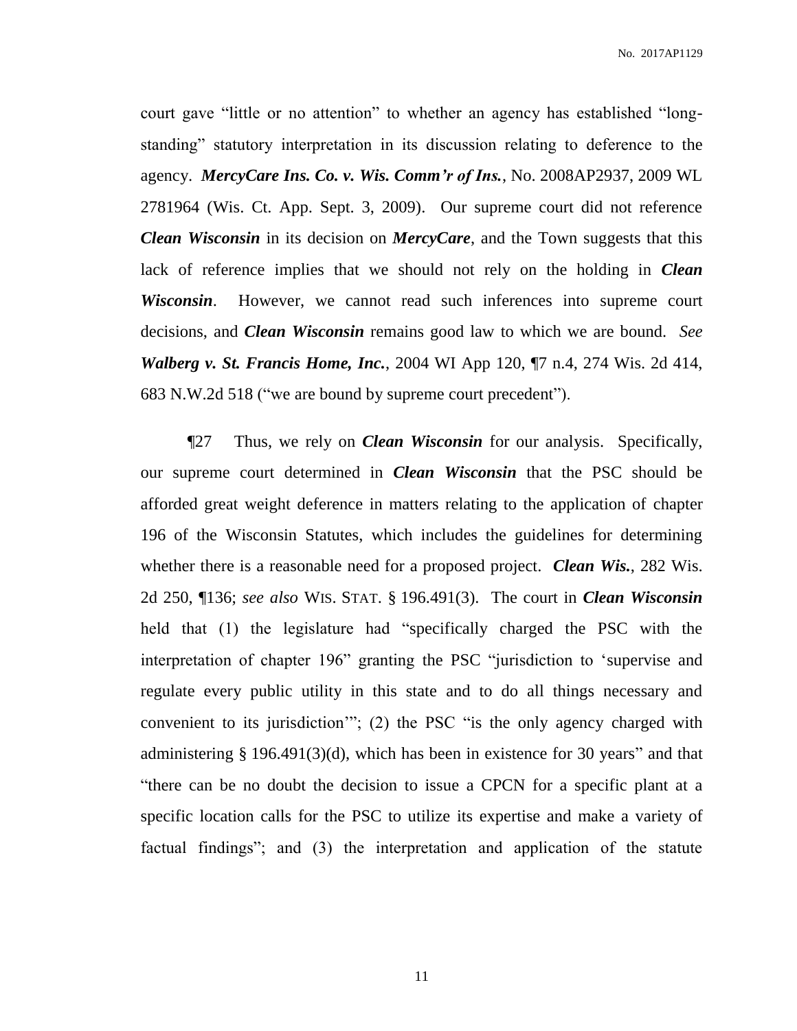court gave "little or no attention" to whether an agency has established "long-standing" statutory interpretation in its discussion relating to deference to the agency. ***MercyCare Ins. Co. v. Wis. Comm'r of Ins.***, No. 2008AP2937, 2009 WL 2781964 (Wis. Ct. App. Sept. 3, 2009). Our supreme court did not reference ***Clean Wisconsin*** in its decision on ***MercyCare***, and the Town suggests that this lack of reference implies that we should not rely on the holding in ***Clean Wisconsin***. However, we cannot read such inferences into supreme court decisions, and ***Clean Wisconsin*** remains good law to which we are bound. *See* ***Walberg v. St. Francis Home, Inc.***, 2004 WI App 120, ¶7 n.4, 274 Wis. 2d 414, 683 N.W.2d 518 ("we are bound by supreme court precedent").

¶27 Thus, we rely on ***Clean Wisconsin*** for our analysis. Specifically, our supreme court determined in ***Clean Wisconsin*** that the PSC should be afforded great weight deference in matters relating to the application of chapter 196 of the Wisconsin Statutes, which includes the guidelines for determining whether there is a reasonable need for a proposed project. ***Clean Wis.***, 282 Wis. 2d 250, ¶136; *see also* WIS. STAT. § 196.491(3). The court in ***Clean Wisconsin*** held that (1) the legislature had "specifically charged the PSC with the interpretation of chapter 196" granting the PSC "jurisdiction to 'supervise and regulate every public utility in this state and to do all things necessary and convenient to its jurisdiction'"; (2) the PSC "is the only agency charged with administering § 196.491(3)(d), which has been in existence for 30 years" and that "there can be no doubt the decision to issue a CPCN for a specific plant at a specific location calls for the PSC to utilize its expertise and make a variety of factual findings"; and (3) the interpretation and application of the statute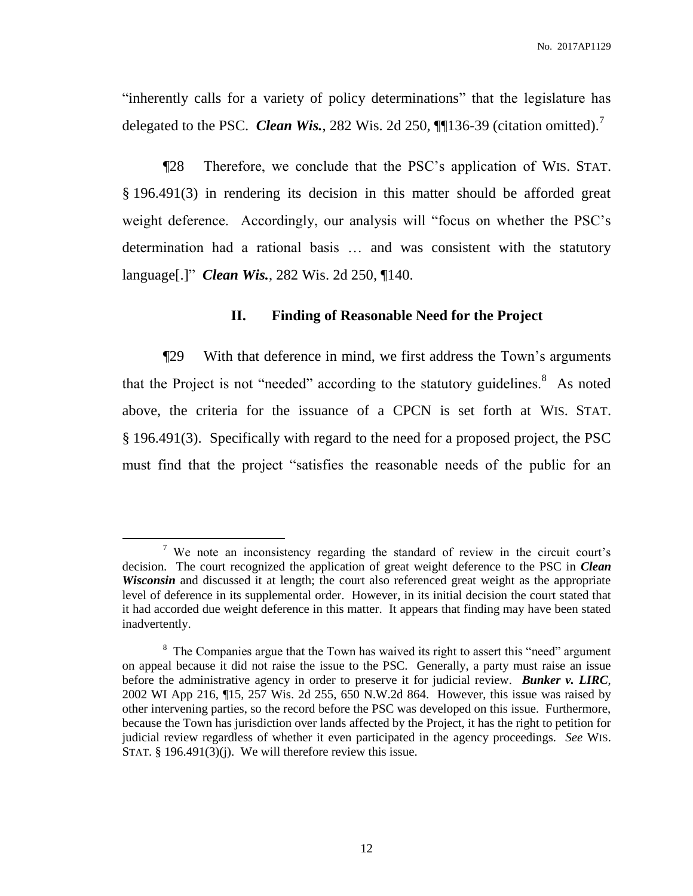"inherently calls for a variety of policy determinations" that the legislature has delegated to the PSC. ***Clean Wis.***, 282 Wis. 2d 250, ¶¶136-39 (citation omitted).[7]

¶28 Therefore, we conclude that the PSC's application of WIS. STAT. § 196.491(3) in rendering its decision in this matter should be afforded great weight deference. Accordingly, our analysis will "focus on whether the PSC's determination had a rational basis … and was consistent with the statutory language[.]" ***Clean Wis.***, 282 Wis. 2d 250, ¶140.

## II. Finding of Reasonable Need for the Project

¶29 With that deference in mind, we first address the Town's arguments that the Project is not "needed" according to the statutory guidelines.[8] As noted above, the criteria for the issuance of a CPCN is set forth at WIS. STAT. § 196.491(3). Specifically with regard to the need for a proposed project, the PSC must find that the project "satisfies the reasonable needs of the public for an

---

[7] We note an inconsistency regarding the standard of review in the circuit court's decision. The court recognized the application of great weight deference to the PSC in ***Clean Wisconsin*** and discussed it at length; the court also referenced great weight as the appropriate level of deference in its supplemental order. However, in its initial decision the court stated that it had accorded due weight deference in this matter. It appears that finding may have been stated inadvertently.

[8] The Companies argue that the Town has waived its right to assert this "need" argument on appeal because it did not raise the issue to the PSC. Generally, a party must raise an issue before the administrative agency in order to preserve it for judicial review. ***Bunker v. LIRC***, 2002 WI App 216, ¶15, 257 Wis. 2d 255, 650 N.W.2d 864. However, this issue was raised by other intervening parties, so the record before the PSC was developed on this issue. Furthermore, because the Town has jurisdiction over lands affected by the Project, it has the right to petition for judicial review regardless of whether it even participated in the agency proceedings. *See* WIS. STAT. § 196.491(3)(j). We will therefore review this issue.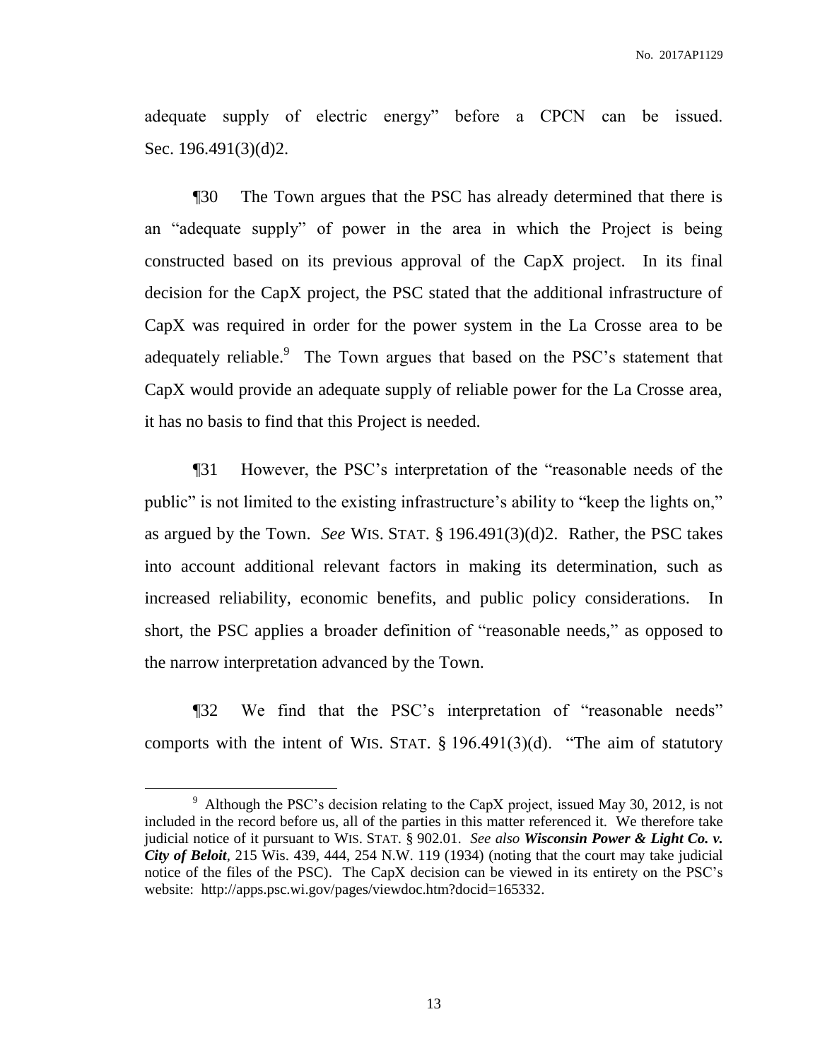adequate supply of electric energy" before a CPCN can be issued. Sec. 196.491(3)(d)2.

¶30 The Town argues that the PSC has already determined that there is an "adequate supply" of power in the area in which the Project is being constructed based on its previous approval of the CapX project. In its final decision for the CapX project, the PSC stated that the additional infrastructure of CapX was required in order for the power system in the La Crosse area to be adequately reliable.[9] The Town argues that based on the PSC's statement that CapX would provide an adequate supply of reliable power for the La Crosse area, it has no basis to find that this Project is needed.

¶31 However, the PSC's interpretation of the "reasonable needs of the public" is not limited to the existing infrastructure's ability to "keep the lights on," as argued by the Town. *See* WIS. STAT. § 196.491(3)(d)2. Rather, the PSC takes into account additional relevant factors in making its determination, such as increased reliability, economic benefits, and public policy considerations. In short, the PSC applies a broader definition of "reasonable needs," as opposed to the narrow interpretation advanced by the Town.

¶32 We find that the PSC's interpretation of "reasonable needs" comports with the intent of WIS. STAT. § 196.491(3)(d). "The aim of statutory

---

[9] Although the PSC's decision relating to the CapX project, issued May 30, 2012, is not included in the record before us, all of the parties in this matter referenced it. We therefore take judicial notice of it pursuant to WIS. STAT. § 902.01. *See also* ***Wisconsin Power & Light Co. v. City of Beloit***, 215 Wis. 439, 444, 254 N.W. 119 (1934) (noting that the court may take judicial notice of the files of the PSC). The CapX decision can be viewed in its entirety on the PSC's website: http://apps.psc.wi.gov/pages/viewdoc.htm?docid=165332.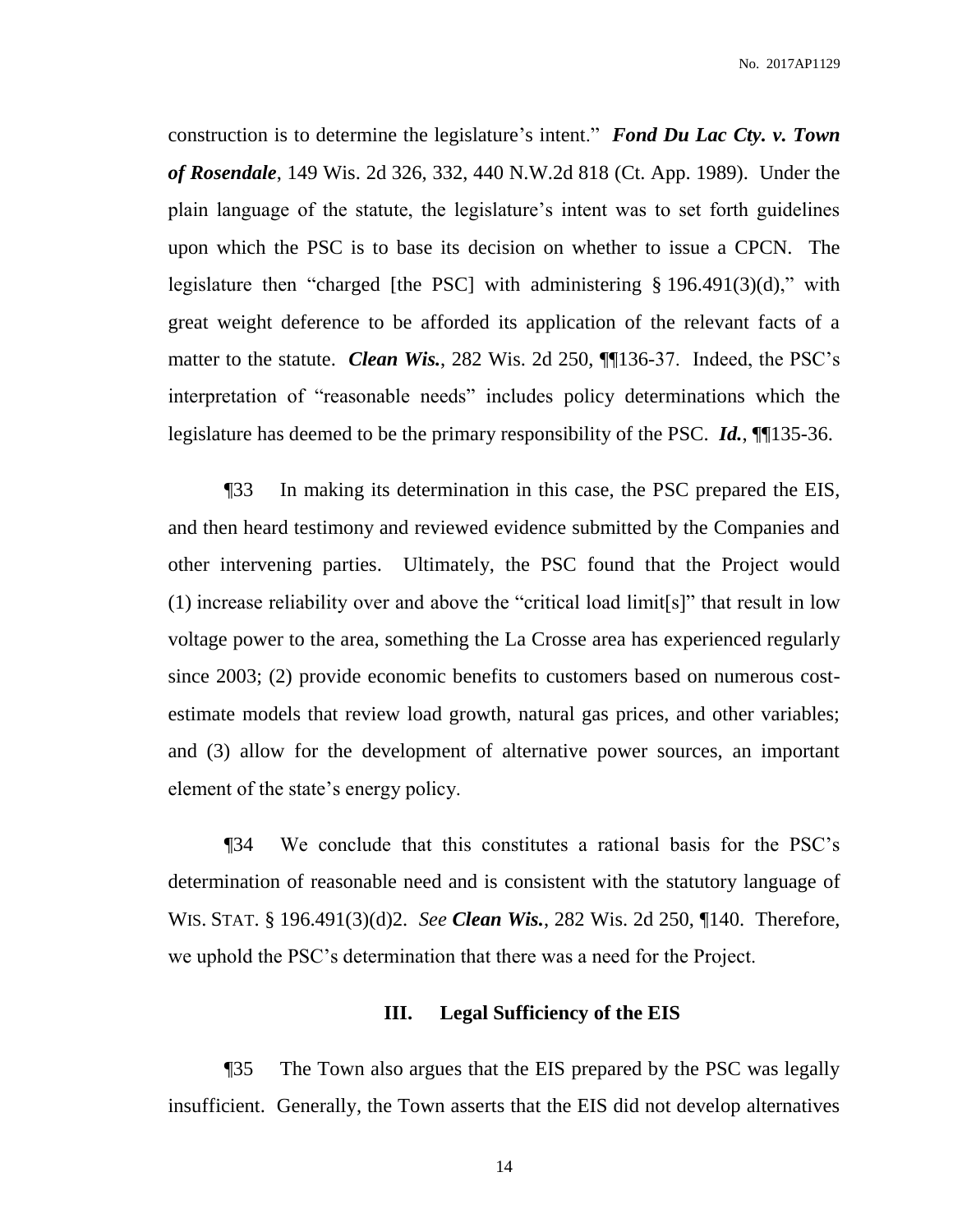construction is to determine the legislature's intent." ***Fond Du Lac Cty. v. Town of Rosendale***, 149 Wis. 2d 326, 332, 440 N.W.2d 818 (Ct. App. 1989). Under the plain language of the statute, the legislature's intent was to set forth guidelines upon which the PSC is to base its decision on whether to issue a CPCN. The legislature then "charged [the PSC] with administering § 196.491(3)(d)," with great weight deference to be afforded its application of the relevant facts of a matter to the statute. ***Clean Wis.***, 282 Wis. 2d 250, ¶¶136-37. Indeed, the PSC's interpretation of "reasonable needs" includes policy determinations which the legislature has deemed to be the primary responsibility of the PSC. ***Id.***, ¶¶135-36.

¶33 In making its determination in this case, the PSC prepared the EIS, and then heard testimony and reviewed evidence submitted by the Companies and other intervening parties. Ultimately, the PSC found that the Project would (1) increase reliability over and above the "critical load limit[s]" that result in low voltage power to the area, something the La Crosse area has experienced regularly since 2003; (2) provide economic benefits to customers based on numerous cost-estimate models that review load growth, natural gas prices, and other variables; and (3) allow for the development of alternative power sources, an important element of the state's energy policy.

¶34 We conclude that this constitutes a rational basis for the PSC's determination of reasonable need and is consistent with the statutory language of WIS. STAT. § 196.491(3)(d)2. *See* ***Clean Wis.***, 282 Wis. 2d 250, ¶140. Therefore, we uphold the PSC's determination that there was a need for the Project.

### III. Legal Sufficiency of the EIS

¶35 The Town also argues that the EIS prepared by the PSC was legally insufficient. Generally, the Town asserts that the EIS did not develop alternatives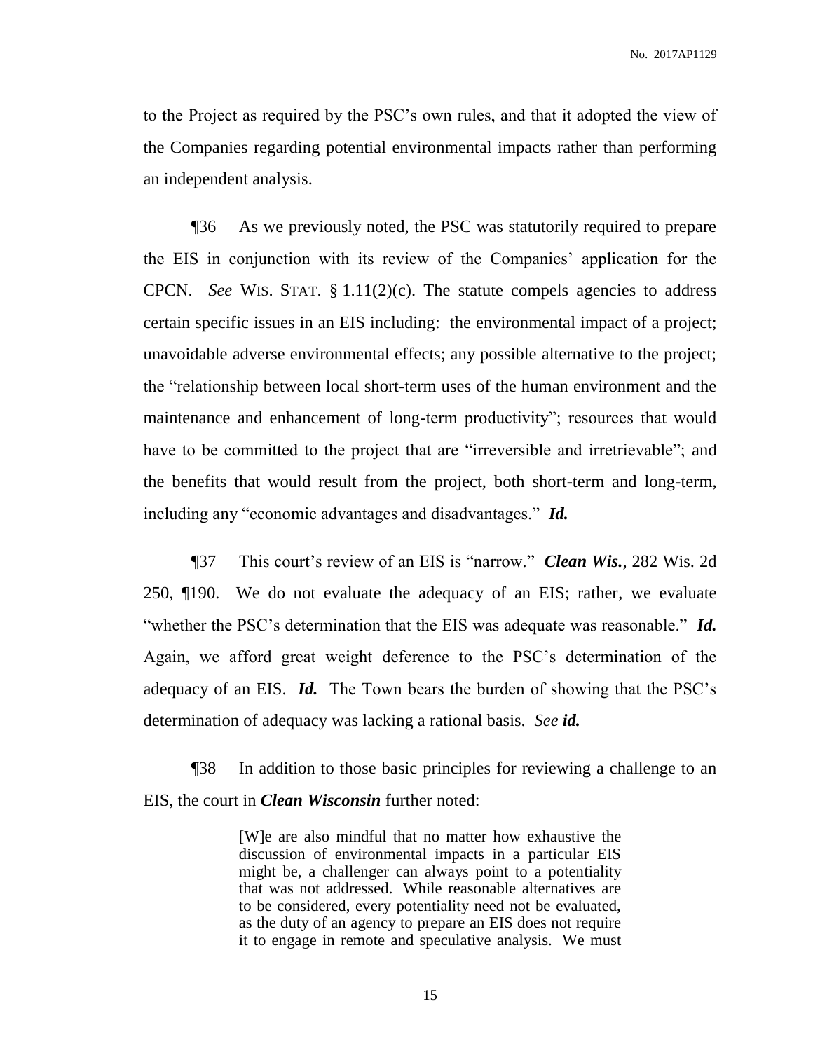to the Project as required by the PSC's own rules, and that it adopted the view of the Companies regarding potential environmental impacts rather than performing an independent analysis.

¶36 As we previously noted, the PSC was statutorily required to prepare the EIS in conjunction with its review of the Companies' application for the CPCN. *See* WIS. STAT. § 1.11(2)(c). The statute compels agencies to address certain specific issues in an EIS including: the environmental impact of a project; unavoidable adverse environmental effects; any possible alternative to the project; the "relationship between local short-term uses of the human environment and the maintenance and enhancement of long-term productivity"; resources that would have to be committed to the project that are "irreversible and irretrievable"; and the benefits that would result from the project, both short-term and long-term, including any "economic advantages and disadvantages." ***Id.***

¶37 This court's review of an EIS is "narrow." ***Clean Wis.***, 282 Wis. 2d 250, ¶190. We do not evaluate the adequacy of an EIS; rather, we evaluate "whether the PSC's determination that the EIS was adequate was reasonable." ***Id.*** Again, we afford great weight deference to the PSC's determination of the adequacy of an EIS. ***Id.*** The Town bears the burden of showing that the PSC's determination of adequacy was lacking a rational basis. *See* ***id.***

¶38 In addition to those basic principles for reviewing a challenge to an EIS, the court in ***Clean Wisconsin*** further noted:

> [W]e are also mindful that no matter how exhaustive the discussion of environmental impacts in a particular EIS might be, a challenger can always point to a potentiality that was not addressed. While reasonable alternatives are to be considered, every potentiality need not be evaluated, as the duty of an agency to prepare an EIS does not require it to engage in remote and speculative analysis. We must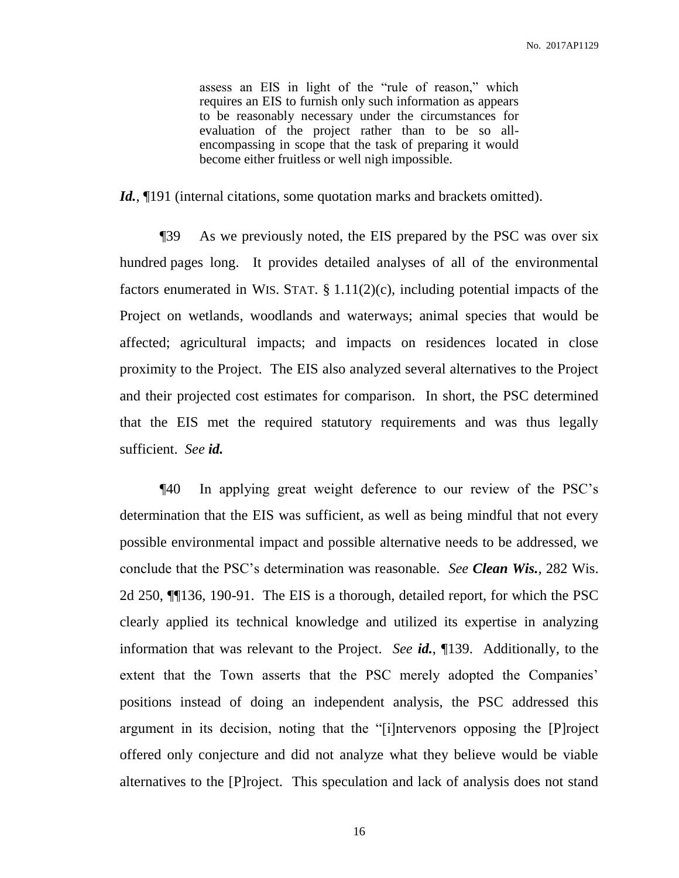> assess an EIS in light of the "rule of reason," which requires an EIS to furnish only such information as appears to be reasonably necessary under the circumstances for evaluation of the project rather than to be so all-encompassing in scope that the task of preparing it would become either fruitless or well nigh impossible.

***Id.***, ¶191 (internal citations, some quotation marks and brackets omitted).

¶39 As we previously noted, the EIS prepared by the PSC was over six hundred pages long. It provides detailed analyses of all of the environmental factors enumerated in WIS. STAT. § 1.11(2)(c), including potential impacts of the Project on wetlands, woodlands and waterways; animal species that would be affected; agricultural impacts; and impacts on residences located in close proximity to the Project. The EIS also analyzed several alternatives to the Project and their projected cost estimates for comparison. In short, the PSC determined that the EIS met the required statutory requirements and was thus legally sufficient. *See **id.***

¶40 In applying great weight deference to our review of the PSC's determination that the EIS was sufficient, as well as being mindful that not every possible environmental impact and possible alternative needs to be addressed, we conclude that the PSC's determination was reasonable. *See **Clean Wis.***, 282 Wis. 2d 250, ¶¶136, 190-91. The EIS is a thorough, detailed report, for which the PSC clearly applied its technical knowledge and utilized its expertise in analyzing information that was relevant to the Project. *See **id.***, ¶139. Additionally, to the extent that the Town asserts that the PSC merely adopted the Companies' positions instead of doing an independent analysis, the PSC addressed this argument in its decision, noting that the "[i]ntervenors opposing the [P]roject offered only conjecture and did not analyze what they believe would be viable alternatives to the [P]roject. This speculation and lack of analysis does not stand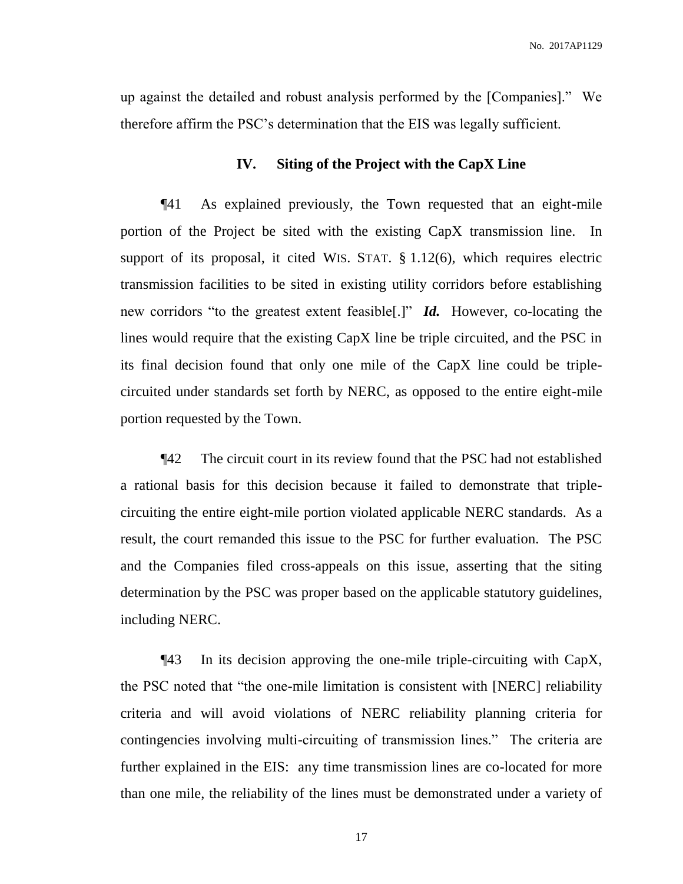up against the detailed and robust analysis performed by the [Companies]." We therefore affirm the PSC's determination that the EIS was legally sufficient.

### IV. Siting of the Project with the CapX Line

¶41 As explained previously, the Town requested that an eight-mile portion of the Project be sited with the existing CapX transmission line. In support of its proposal, it cited WIS. STAT. § 1.12(6), which requires electric transmission facilities to be sited in existing utility corridors before establishing new corridors "to the greatest extent feasible[.]" ***Id.*** However, co-locating the lines would require that the existing CapX line be triple circuited, and the PSC in its final decision found that only one mile of the CapX line could be triple-circuited under standards set forth by NERC, as opposed to the entire eight-mile portion requested by the Town.

¶42 The circuit court in its review found that the PSC had not established a rational basis for this decision because it failed to demonstrate that triple-circuiting the entire eight-mile portion violated applicable NERC standards. As a result, the court remanded this issue to the PSC for further evaluation. The PSC and the Companies filed cross-appeals on this issue, asserting that the siting determination by the PSC was proper based on the applicable statutory guidelines, including NERC.

¶43 In its decision approving the one-mile triple-circuiting with CapX, the PSC noted that "the one-mile limitation is consistent with [NERC] reliability criteria and will avoid violations of NERC reliability planning criteria for contingencies involving multi-circuiting of transmission lines." The criteria are further explained in the EIS: any time transmission lines are co-located for more than one mile, the reliability of the lines must be demonstrated under a variety of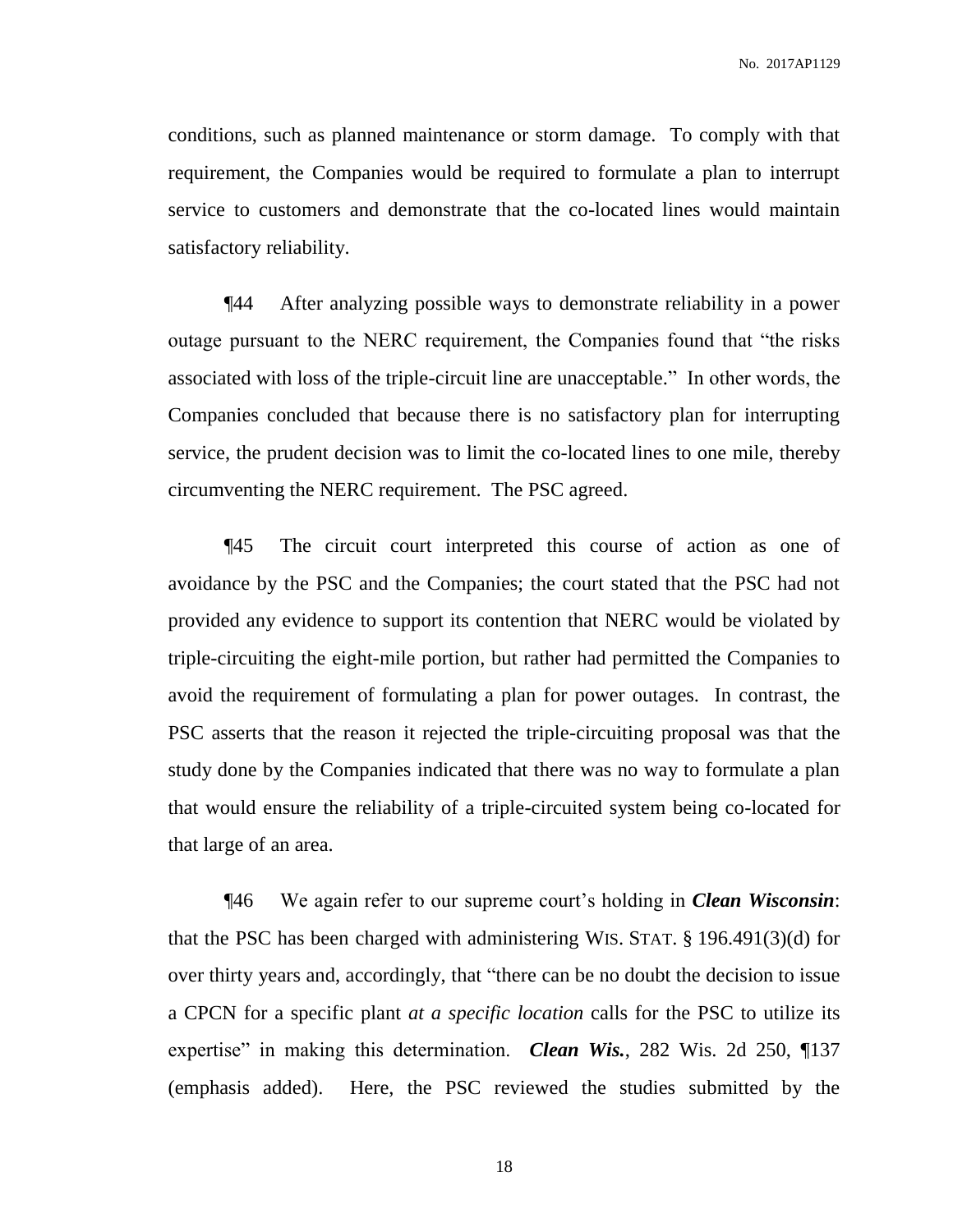conditions, such as planned maintenance or storm damage. To comply with that requirement, the Companies would be required to formulate a plan to interrupt service to customers and demonstrate that the co-located lines would maintain satisfactory reliability.

¶44 After analyzing possible ways to demonstrate reliability in a power outage pursuant to the NERC requirement, the Companies found that "the risks associated with loss of the triple-circuit line are unacceptable." In other words, the Companies concluded that because there is no satisfactory plan for interrupting service, the prudent decision was to limit the co-located lines to one mile, thereby circumventing the NERC requirement. The PSC agreed.

¶45 The circuit court interpreted this course of action as one of avoidance by the PSC and the Companies; the court stated that the PSC had not provided any evidence to support its contention that NERC would be violated by triple-circuiting the eight-mile portion, but rather had permitted the Companies to avoid the requirement of formulating a plan for power outages. In contrast, the PSC asserts that the reason it rejected the triple-circuiting proposal was that the study done by the Companies indicated that there was no way to formulate a plan that would ensure the reliability of a triple-circuited system being co-located for that large of an area.

¶46 We again refer to our supreme court's holding in ***Clean Wisconsin***: that the PSC has been charged with administering WIS. STAT. § 196.491(3)(d) for over thirty years and, accordingly, that "there can be no doubt the decision to issue a CPCN for a specific plant *at a specific location* calls for the PSC to utilize its expertise" in making this determination. ***Clean Wis.***, 282 Wis. 2d 250, ¶137 (emphasis added). Here, the PSC reviewed the studies submitted by the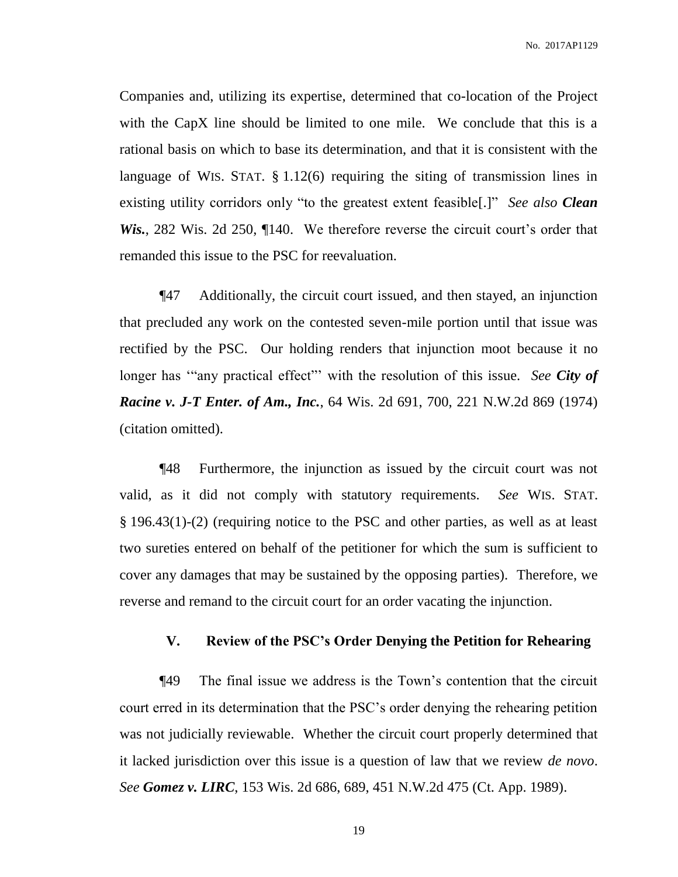Companies and, utilizing its expertise, determined that co-location of the Project with the CapX line should be limited to one mile. We conclude that this is a rational basis on which to base its determination, and that it is consistent with the language of WIS. STAT. § 1.12(6) requiring the siting of transmission lines in existing utility corridors only "to the greatest extent feasible[.]" *See also* ***Clean Wis.***, 282 Wis. 2d 250, ¶140. We therefore reverse the circuit court's order that remanded this issue to the PSC for reevaluation.

¶47 Additionally, the circuit court issued, and then stayed, an injunction that precluded any work on the contested seven-mile portion until that issue was rectified by the PSC. Our holding renders that injunction moot because it no longer has '"any practical effect"' with the resolution of this issue. *See* ***City of Racine v. J-T Enter. of Am., Inc.***, 64 Wis. 2d 691, 700, 221 N.W.2d 869 (1974) (citation omitted).

¶48 Furthermore, the injunction as issued by the circuit court was not valid, as it did not comply with statutory requirements. *See* WIS. STAT. § 196.43(1)-(2) (requiring notice to the PSC and other parties, as well as at least two sureties entered on behalf of the petitioner for which the sum is sufficient to cover any damages that may be sustained by the opposing parties). Therefore, we reverse and remand to the circuit court for an order vacating the injunction.

## V. Review of the PSC's Order Denying the Petition for Rehearing

¶49 The final issue we address is the Town's contention that the circuit court erred in its determination that the PSC's order denying the rehearing petition was not judicially reviewable. Whether the circuit court properly determined that it lacked jurisdiction over this issue is a question of law that we review *de novo*. *See* ***Gomez v. LIRC***, 153 Wis. 2d 686, 689, 451 N.W.2d 475 (Ct. App. 1989).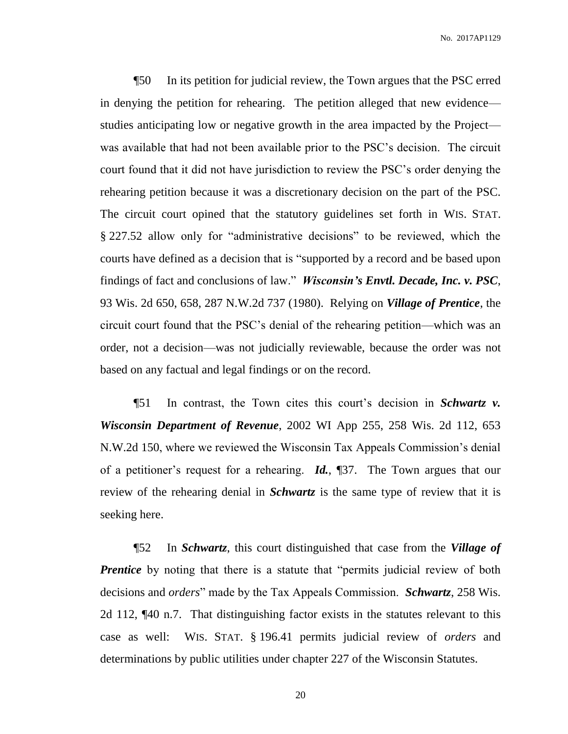¶50 In its petition for judicial review, the Town argues that the PSC erred in denying the petition for rehearing. The petition alleged that new evidence—studies anticipating low or negative growth in the area impacted by the Project—was available that had not been available prior to the PSC's decision. The circuit court found that it did not have jurisdiction to review the PSC's order denying the rehearing petition because it was a discretionary decision on the part of the PSC. The circuit court opined that the statutory guidelines set forth in WIS. STAT. § 227.52 allow only for "administrative decisions" to be reviewed, which the courts have defined as a decision that is "supported by a record and be based upon findings of fact and conclusions of law." ***Wisconsin's Envtl. Decade, Inc. v. PSC***, 93 Wis. 2d 650, 658, 287 N.W.2d 737 (1980). Relying on ***Village of Prentice***, the circuit court found that the PSC's denial of the rehearing petition—which was an order, not a decision—was not judicially reviewable, because the order was not based on any factual and legal findings or on the record.

¶51 In contrast, the Town cites this court's decision in ***Schwartz v. Wisconsin Department of Revenue***, 2002 WI App 255, 258 Wis. 2d 112, 653 N.W.2d 150, where we reviewed the Wisconsin Tax Appeals Commission's denial of a petitioner's request for a rehearing. ***Id.***, ¶37. The Town argues that our review of the rehearing denial in ***Schwartz*** is the same type of review that it is seeking here.

¶52 In ***Schwartz***, this court distinguished that case from the ***Village of Prentice*** by noting that there is a statute that "permits judicial review of both decisions and *orders*" made by the Tax Appeals Commission. ***Schwartz***, 258 Wis. 2d 112, ¶40 n.7. That distinguishing factor exists in the statutes relevant to this case as well: WIS. STAT. § 196.41 permits judicial review of *orders* and determinations by public utilities under chapter 227 of the Wisconsin Statutes.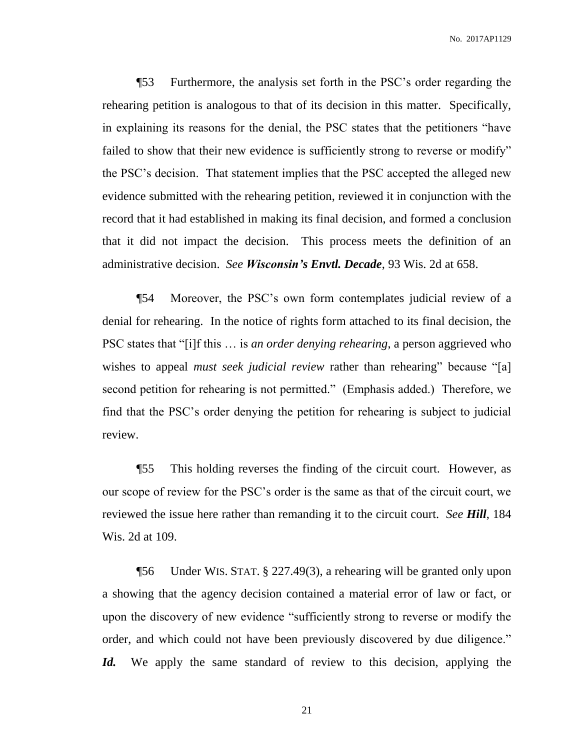¶53 Furthermore, the analysis set forth in the PSC's order regarding the rehearing petition is analogous to that of its decision in this matter. Specifically, in explaining its reasons for the denial, the PSC states that the petitioners "have failed to show that their new evidence is sufficiently strong to reverse or modify" the PSC's decision. That statement implies that the PSC accepted the alleged new evidence submitted with the rehearing petition, reviewed it in conjunction with the record that it had established in making its final decision, and formed a conclusion that it did not impact the decision. This process meets the definition of an administrative decision. *See **Wisconsin's Envtl. Decade***, 93 Wis. 2d at 658.

¶54 Moreover, the PSC's own form contemplates judicial review of a denial for rehearing. In the notice of rights form attached to its final decision, the PSC states that "[i]f this … is *an order denying rehearing*, a person aggrieved who wishes to appeal *must seek judicial review* rather than rehearing" because "[a] second petition for rehearing is not permitted." (Emphasis added.) Therefore, we find that the PSC's order denying the petition for rehearing is subject to judicial review.

¶55 This holding reverses the finding of the circuit court. However, as our scope of review for the PSC's order is the same as that of the circuit court, we reviewed the issue here rather than remanding it to the circuit court. *See **Hill***, 184 Wis. 2d at 109.

¶56 Under WIS. STAT. § 227.49(3), a rehearing will be granted only upon a showing that the agency decision contained a material error of law or fact, or upon the discovery of new evidence "sufficiently strong to reverse or modify the order, and which could not have been previously discovered by due diligence." ***Id.*** We apply the same standard of review to this decision, applying the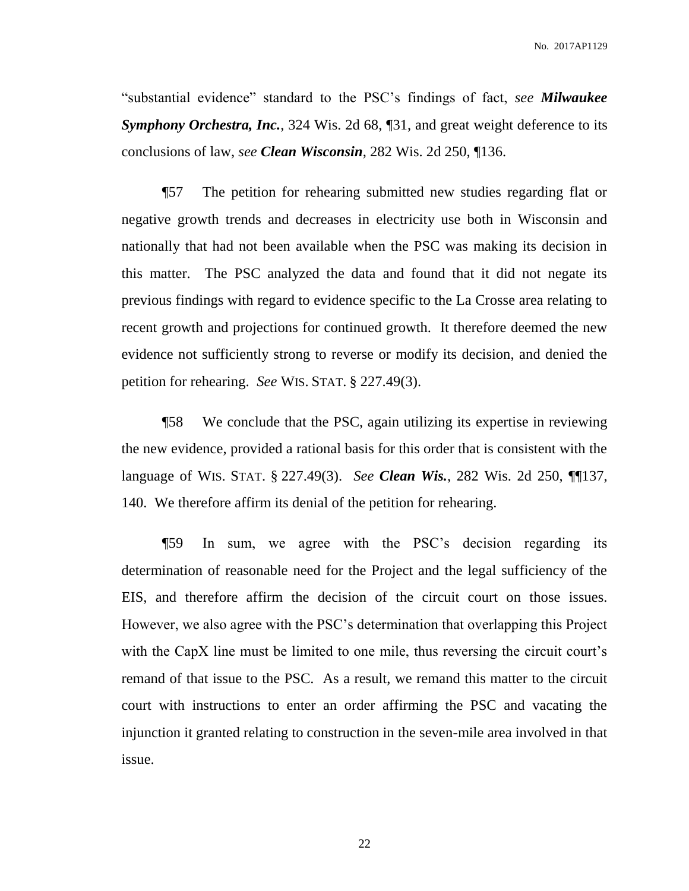"substantial evidence" standard to the PSC's findings of fact, *see* ***Milwaukee Symphony Orchestra, Inc.***, 324 Wis. 2d 68, ¶31, and great weight deference to its conclusions of law, *see* ***Clean Wisconsin***, 282 Wis. 2d 250, ¶136.

¶57 The petition for rehearing submitted new studies regarding flat or negative growth trends and decreases in electricity use both in Wisconsin and nationally that had not been available when the PSC was making its decision in this matter. The PSC analyzed the data and found that it did not negate its previous findings with regard to evidence specific to the La Crosse area relating to recent growth and projections for continued growth. It therefore deemed the new evidence not sufficiently strong to reverse or modify its decision, and denied the petition for rehearing. *See* WIS. STAT. § 227.49(3).

¶58 We conclude that the PSC, again utilizing its expertise in reviewing the new evidence, provided a rational basis for this order that is consistent with the language of WIS. STAT. § 227.49(3). *See* ***Clean Wis.***, 282 Wis. 2d 250, ¶¶137, 140. We therefore affirm its denial of the petition for rehearing.

¶59 In sum, we agree with the PSC's decision regarding its determination of reasonable need for the Project and the legal sufficiency of the EIS, and therefore affirm the decision of the circuit court on those issues. However, we also agree with the PSC's determination that overlapping this Project with the CapX line must be limited to one mile, thus reversing the circuit court's remand of that issue to the PSC. As a result, we remand this matter to the circuit court with instructions to enter an order affirming the PSC and vacating the injunction it granted relating to construction in the seven-mile area involved in that issue.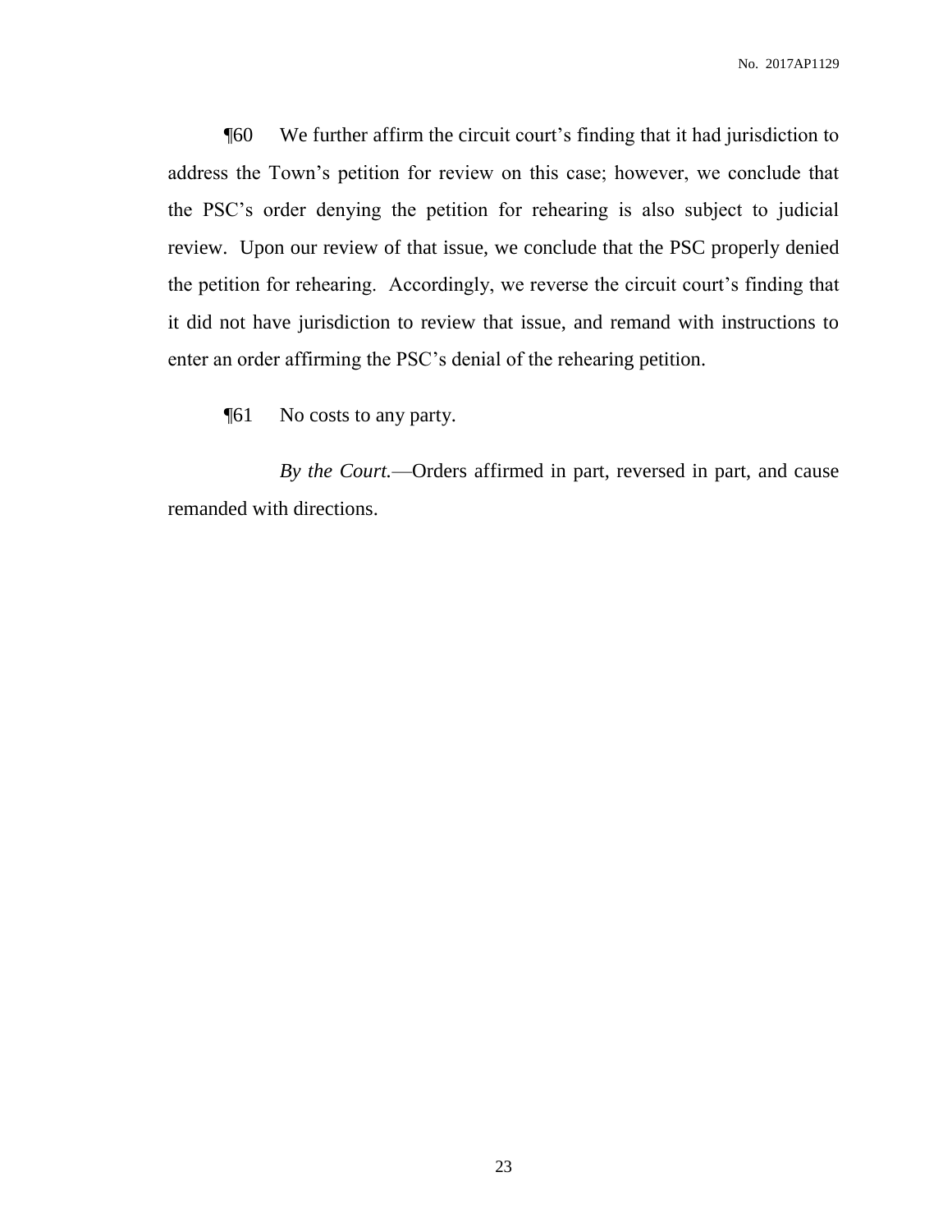¶60 We further affirm the circuit court's finding that it had jurisdiction to address the Town's petition for review on this case; however, we conclude that the PSC's order denying the petition for rehearing is also subject to judicial review. Upon our review of that issue, we conclude that the PSC properly denied the petition for rehearing. Accordingly, we reverse the circuit court's finding that it did not have jurisdiction to review that issue, and remand with instructions to enter an order affirming the PSC's denial of the rehearing petition.

¶61 No costs to any party.

*By the Court.*—Orders affirmed in part, reversed in part, and cause remanded with directions.